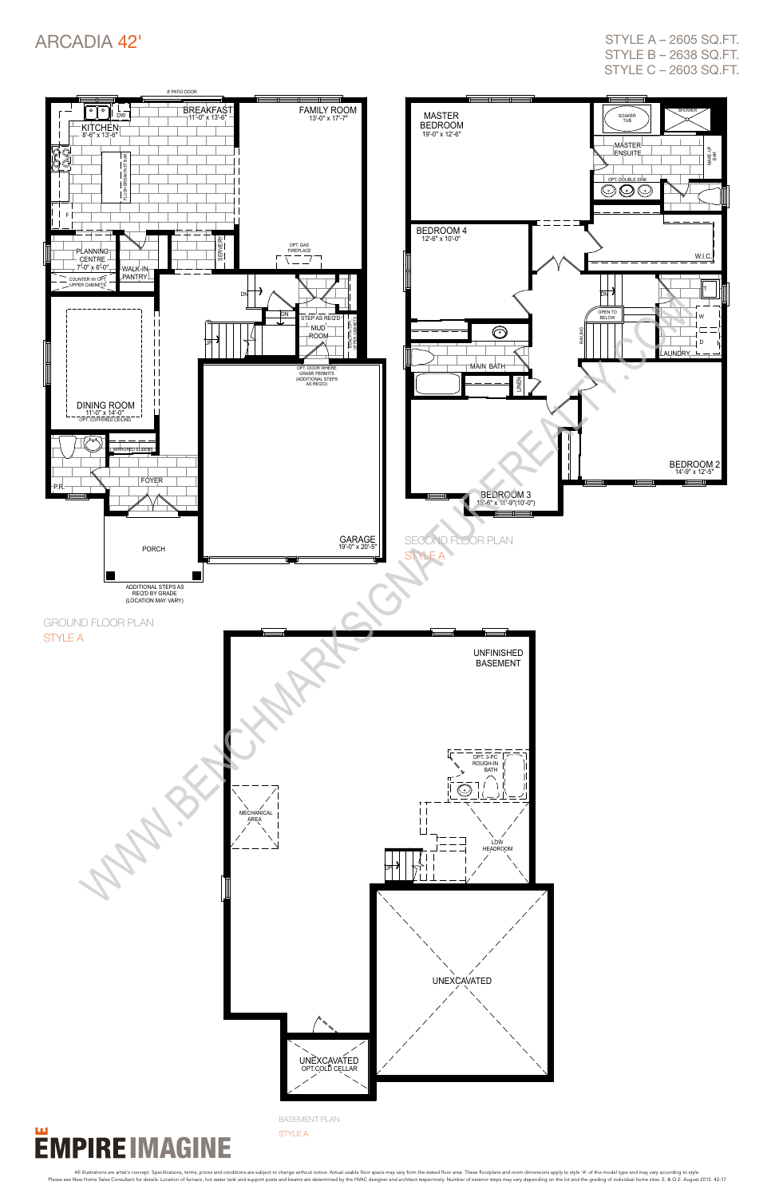# ARCADIA 42'

STYLE A – 2605 SQ.FT.
STYLE B – 2638 SQ.FT.
STYLE C – 2603 SQ.FT.

## GROUND FLOOR PLAN
STYLE A

- 8' PATIO DOOR
- KITCHEN 8'-6" x 13'-6"
- DW
- FLUSH BREAKFAST BAR
- BREAKFAST 11'-0" x 13'-6"
- FAMILY ROOM 13'-0" x 17'-7"
- OPT. GAS FIREPLACE
- PLANNING CENTRE 7'-0" x 6'-0"
- COUNTER W/ OPT. UPPER CABINETS
- WALK-IN PANTRY
- SERVERY
- DN
- UP
- STEP AS REQ'D
- MUD ROOM
- OPT. DOOR WHERE GRADE PERMITS (ADDITIONAL STEPS AS REQ'D)
- DINING ROOM 11'-0" x 14'-0"
- OPT. COFFERED CEILING
- MIRRORED SLIDERS
- P.R.
- FOYER
- PORCH
- ADDITIONAL STEPS AS REQ'D BY GRADE (LOCATION MAY VARY)
- GARAGE 19'-0" x 20'-5"

## SECOND FLOOR PLAN
STYLE A

- MASTER BEDROOM 19'-0" x 12'-6"
- SOAKER TUB
- SHOWER
- MASTER ENSUITE
- MAKE-UP BAR
- OPT. DOUBLE SINK
- W.I.C.
- BEDROOM 4 12'-6" x 10'-0"
- DN
- OPEN TO BELOW
- RAILING
- MAIN BATH
- LINEN
- LAUNDRY
- T
- W
- D
- BEDROOM 3 13'-6" x 11'-9"(10'-0")
- BEDROOM 2 14'-9" x 12'-5"

## BASEMENT PLAN
STYLE A

- UNFINISHED BASEMENT
- OPT. 3-PC ROUGH-IN BATH
- MECHANICAL AREA
- LOW HEADROOM
- UP
- UNEXCAVATED
- UNEXCAVATED OPT. COLD CELLAR

EMPIRE IMAGINE

WWW.BENCHMARKSIGNATUREREALTY.COM

All illustrations are artist's concept. Specifications, terms, prices and conditions are subject to change without notice. Actual usable floor space may vary from the stated floor area. These floorplans and room dimensions apply to style 'A' of this model type and may vary according to style. Please see New Home Sales Consultant for details. Location of furnace, hot water tank and support posts and beams are determined by the HVAC designer and architect respectively. Number of exterior steps may vary depending on the lot and the grading of individual home sites. E. & O.E. August 2015. 42-17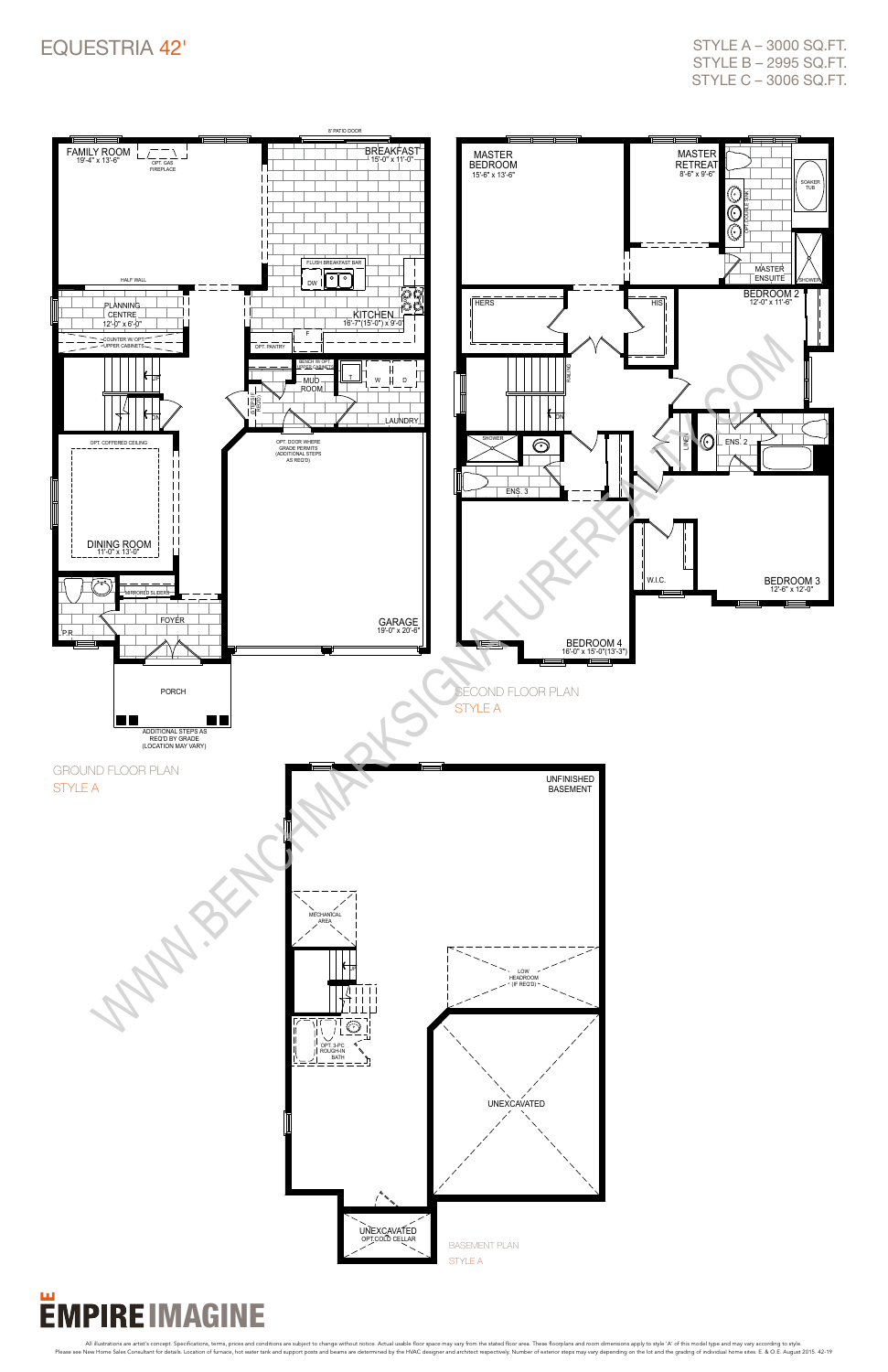# EQUESTRIA 42'

STYLE A – 3000 SQ.FT.
STYLE B – 2995 SQ.FT.
STYLE C – 3006 SQ.FT.

## GROUND FLOOR PLAN
STYLE A

- FAMILY ROOM 19'-4" x 13'-6"
- OPT. GAS FIREPLACE
- HALF WALL
- 8' PATIO DOOR
- BREAKFAST 15'-0" x 11'-0"
- FLUSH BREAKFAST BAR
- DW
- KITCHEN 18'-7"(15'-0") x 9'-0"
- OPT. PANTRY
- F
- PLANNING CENTRE 12'-0" x 6'-0"
- COUNTER W/ OPT. UPPER CABINETS
- UP
- DN
- BENCH W/ OPT. UPPER CABINETS
- MUD ROOM
- T
- W
- D
- LAUNDRY
- STEPS IF REQ'D
- OPT. DOOR WHERE GRADE PERMITS (ADDITIONAL STEPS AS REQ'D)
- OPT. COFFERED CEILING
- DINING ROOM 11'-0" x 13'-0"
- MIRRORED SLIDERS
- FOYER
- P.R.
- GARAGE 19'-0" x 20'-6"
- PORCH
- ADDITIONAL STEPS AS REQ'D BY GRADE (LOCATION MAY VARY)

## SECOND FLOOR PLAN
STYLE A

- MASTER BEDROOM 15'-6" x 13'-6"
- MASTER RETREAT 8'-6" x 9'-6"
- OPT. DOUBLE SINK
- SOAKER TUB
- MASTER ENSUITE
- SHOWER
- HERS
- HIS
- BEDROOM 2 12'-0" x 11'-6"
- RAILING
- DN
- SHOWER
- ENS. 3
- LINEN
- ENS. 2
- W.I.C.
- BEDROOM 3 12'-6" x 12'-0"
- BEDROOM 4 16'-0" x 15'-0"(13'-3")

## BASEMENT PLAN
STYLE A

- UNFINISHED BASEMENT
- MECHANICAL AREA
- UP
- LOW HEADROOM (IF REQ'D)
- OPT. 3-PC ROUGH-IN BATH
- UNEXCAVATED
- UNEXCAVATED OPT. COLD CELLAR

WWW.BENCHMARKSIGNATUREREALTY.COM

EMPIRE IMAGINE

All illustrations are artist's concept. Specifications, terms, prices and conditions are subject to change without notice. Actual usable floor space may vary from the stated floor area. These floorplans and room dimensions apply to style 'A' of this model type and may vary according to style. Please see New Home Sales Consultant for details. Location of furnace, hot water tank and support posts and beams are determined by the HVAC designer and architect respectively. Number of exterior steps may vary depending on the lot and the grading of individual home sites. E. & O.E. August 2015. 42-19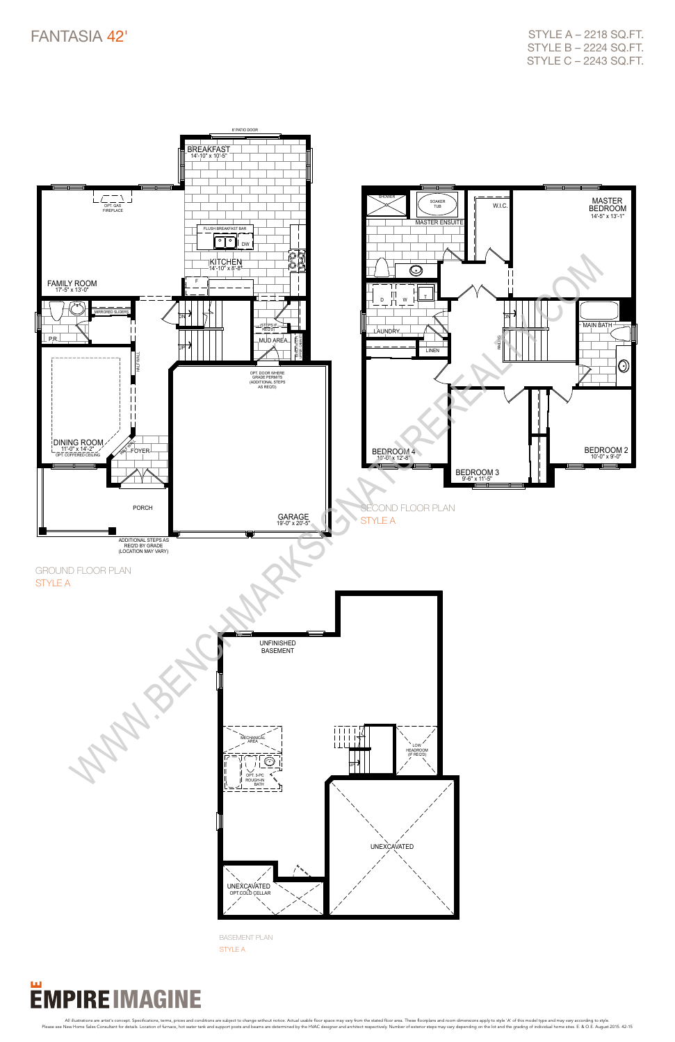# FANTASIA 42'

STYLE A – 2218 SQ.FT.
STYLE B – 2224 SQ.FT.
STYLE C – 2243 SQ.FT.

8' PATIO DOOR

BREAKFAST
14'-10" x 10'-5"

OPT. GAS FIREPLACE

FLUSH BREAKFAST BAR

DW

KITCHEN
14'-10" x 8'-8"

F

FAMILY ROOM
17'-5" x 13'-0"

MIRRORED SLIDERS

DN

UP

(STEPS IF REQ'D)

MUD AREA

P.R.

HALF WALL

OPT. DOOR WHERE GRADE PERMITS (ADDITIONAL STEPS AS REQ'D)

DINING ROOM
11'-0" x 14'-2"
OPT. COFFERED CEILING

FOYER

PORCH

GARAGE
19'-0" x 20'-5"

ADDITIONAL STEPS AS REQ'D BY GRADE (LOCATION MAY VARY)

## GROUND FLOOR PLAN
STYLE A

SHOWER

SOAKER TUB

MASTER ENSUITE

W.I.C.

MASTER BEDROOM
14'-5" x 13'-1"

D W

T

LAUNDRY

LINEN

DN

RAILING

MAIN BATH

BEDROOM 4
10'-0" x 12'-8"

BEDROOM 3
9'-6" x 11'-5"

BEDROOM 2
10'-0" x 9'-0"

## SECOND FLOOR PLAN
STYLE A

UNFINISHED BASEMENT

MECHANICAL AREA

OPT. 3-PC ROUGH-IN BATH

UP

LOW HEADROOM (IF REQ'D)

UNEXCAVATED

UNEXCAVATED
OPT. COLD CELLAR

## BASEMENT PLAN
STYLE A

WWW.BENCHMARKSIGNATUREREALTY.COM

EMPIRE IMAGINE

All illustrations are artist's concept. Specifications, terms, prices and conditions are subject to change without notice. Actual usable floor space may vary from the stated floor area. These floorplans and room dimensions apply to style 'A' of this model type and may vary according to style. Please see New Home Sales Consultant for details. Location of furnace, hot water tank and support posts and beams are determined by the HVAC designer and architect respectively. Number of exterior steps may vary depending on the lot and the grading of individual home sites. E. & O.E. August 2015. 42-15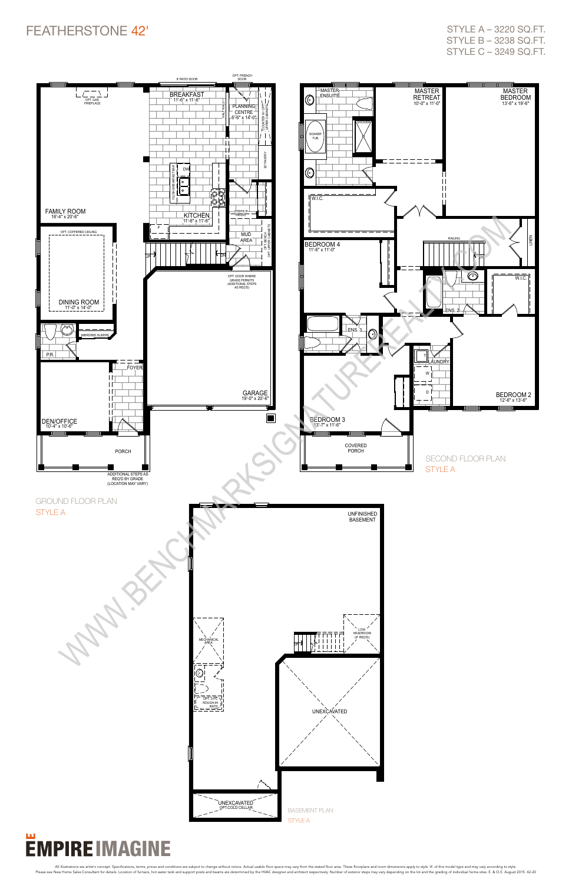# FEATHERSTONE 42'

STYLE A – 3220 SQ.FT.
STYLE B – 3238 SQ.FT.
STYLE C – 3249 SQ.FT.

## GROUND FLOOR PLAN
STYLE A

- 8' PATIO DOOR
- OPT. FRENCH DOOR
- OPT. GAS FIREPLACE
- BREAKFAST 11'-6" x 11'-6"
- PLANNING CENTRE 6'-6" x 14'-0"
- 60" PANTRY
- FAMILY ROOM 16'-4" x 20'-6"
- KITCHEN 11'-6" x 11'-6"
- DW
- F
- STEPS IF REQ'D
- MUD AREA
- OPT. COFFERED CEILING
- DINING ROOM 11'-0" x 14'-0"
- UP
- DN
- OPT. DOOR WHERE GRADE PERMITS (ADDITIONAL STEPS AS REQ'D)
- MIRRORED SLIDERS
- P.R.
- FOYER
- GARAGE 19'-0" x 20'-6"
- DEN/OFFICE 10'-4" x 10'-6"
- PORCH
- ADDITIONAL STEPS AS REQ'D BY GRADE (LOCATION MAY VARY)

## SECOND FLOOR PLAN
STYLE A

- MASTER ENSUITE
- SOAKER TUB
- SHOWER
- MASTER RETREAT 10'-0" x 11'-0"
- MASTER BEDROOM 13'-6" x 19'-6"
- W.I.C.
- BEDROOM 4 11'-6" x 11'-0"
- RAILING
- LINEN
- W.I.C.
- ENS. 2
- ENS. 3
- LAUNDRY
- W
- D
- BEDROOM 3 13'-7" x 11'-6"
- BEDROOM 2 12'-6" x 13'-6"
- COVERED PORCH

## BASEMENT PLAN
STYLE A

- UNFINISHED BASEMENT
- MECHANICAL AREA
- OPT. 3 PC ROUGH-IN BATH
- UP
- LOW HEADROOM (IF REQ'D)
- UNEXCAVATED
- UNEXCAVATED OPT. COLD CELLAR

WWW.BENCHMARKSIGNATUREREALTY.COM

EMPIRE IMAGINE

All illustrations are artist's concept. Specifications, terms, prices and conditions are subject to change without notice. Actual usable floor space may vary from the stated floor area. These floorplans and room dimensions apply to style 'A' of this model type and may vary according to style. Please see New Home Sales Consultant for details. Location of furnace, hot water tank and support posts and beams are determined by the HVAC designer and architect respectively. Number of exterior steps may vary depending on the lot and the grading of individual home sites. E. & O.E. August 2015. 42-20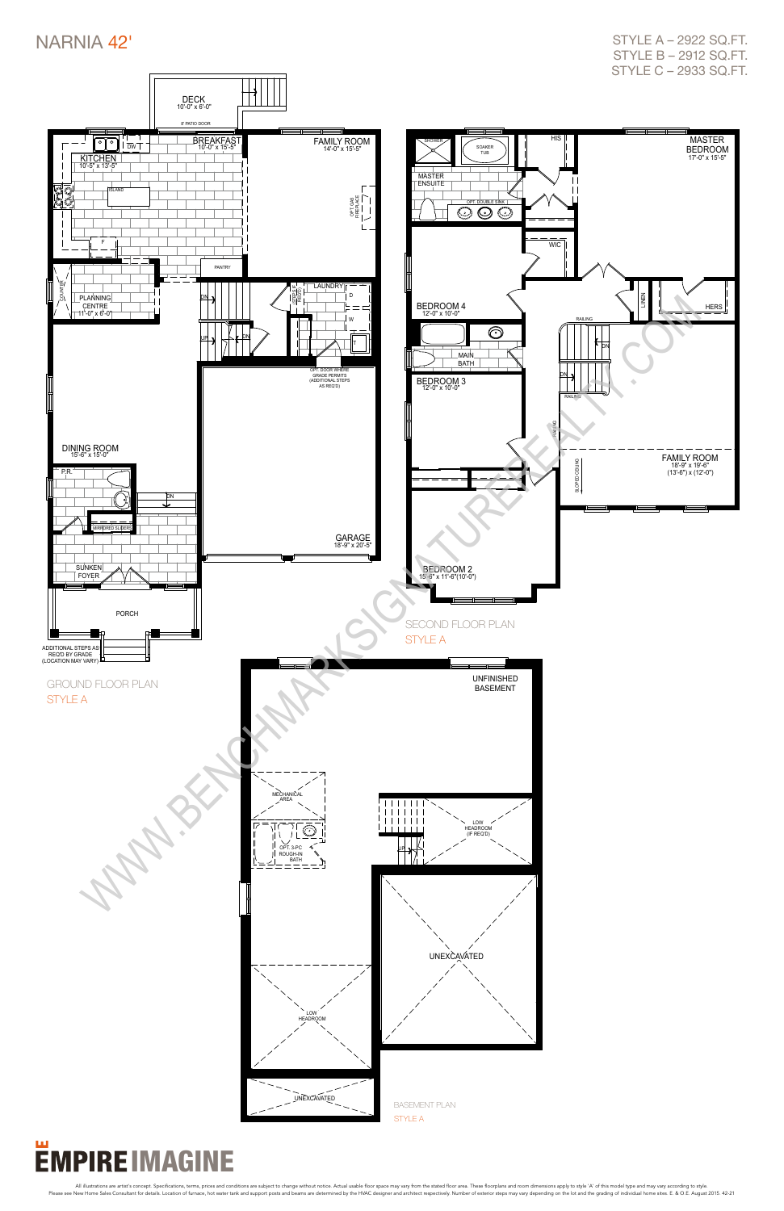# NARNIA 42'

STYLE A – 2922 SQ.FT.
STYLE B – 2912 SQ.FT.
STYLE C – 2933 SQ.FT.

## GROUND FLOOR PLAN
STYLE A

- DECK 10'-0" x 6'-0"
- 8' PATIO DOOR
- BREAKFAST 10'-0" x 15'-5"
- FAMILY ROOM 14'-0" x 15'-5"
- KITCHEN 10'-5" x 13'-5"
- ISLAND
- DW
- F
- PANTRY
- OPT. GAS FIREPLACE
- PLANNING CENTRE 11'-0" x 6'-0"
- COUNTER
- LAUNDRY
- D
- W
- T
- UP
- DN
- OPT. DOOR WHERE GRADE PERMITS (ADDITIONAL STEPS AS REQ'D)
- DINING ROOM 15'-6" x 15'-0"
- P.R.
- MIRRORED SLIDERS
- GARAGE 18'-9" x 20'-5"
- SUNKEN FOYER
- PORCH
- ADDITIONAL STEPS AS REQ'D BY GRADE (LOCATION MAY VARY)

## SECOND FLOOR PLAN
STYLE A

- SHOWER
- SOAKER TUB
- MASTER ENSUITE
- OPT. DOUBLE SINK
- HIS
- MASTER BEDROOM 17'-0" x 15'-5"
- WIC
- HERS
- LINEN
- BEDROOM 4 12'-0" x 10'-0"
- MAIN BATH
- RAILING
- DN
- BEDROOM 3 12'-0" x 10'-0"
- FAMILY ROOM 18'-9" x 19'-6" (13'-6") x (12'-0")
- SLOPED CEILING
- BEDROOM 2 15'-6" x 11'-6"(10'-0")

## BASEMENT PLAN
STYLE A

- UNFINISHED BASEMENT
- MECHANICAL AREA
- OPT. 3-PC ROUGH-IN BATH
- LOW HEADROOM (IF REQ'D)
- UP
- UNEXCAVATED
- LOW HEADROOM
- UNEXCAVATED

EMPIRE IMAGINE

All illustrations are artist's concept. Specifications, terms, prices and conditions are subject to change without notice. Actual usable floor space may vary from the stated floor area. These floorplans and room dimensions apply to style 'A' of this model type and may vary according to style. Please see New Home Sales Consultant for details. Location of furnace, hot water tank and support posts and beams are determined by the HVAC designer and architect respectively. Number of exterior steps may vary depending on the lot and the grading of individual home sites. E. & O.E. August 2015. 42-21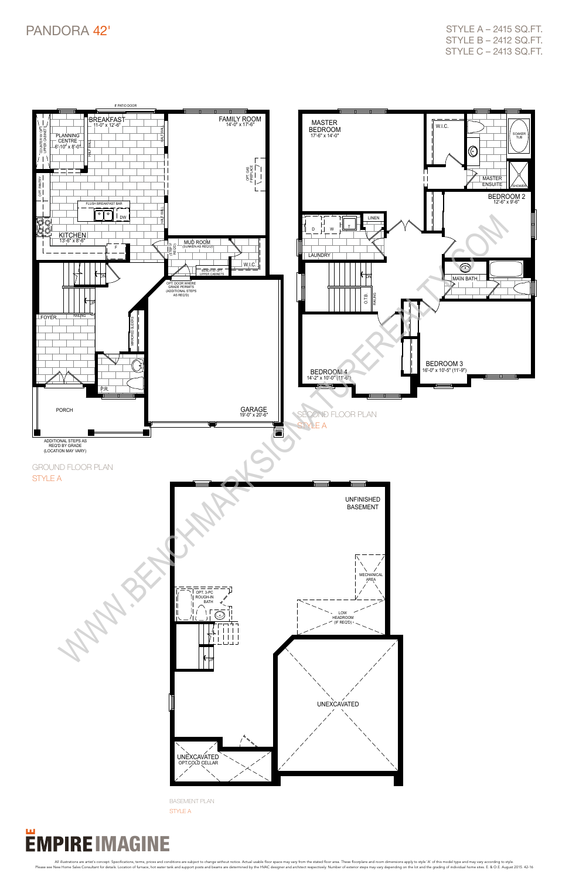# PANDORA 42'

STYLE A – 2415 SQ.FT.
STYLE B – 2412 SQ.FT.
STYLE C – 2413 SQ.FT.

8' PATIO DOOR

BREAKFAST
11'-0" x 12'-6"

FAMILY ROOM
14'-0" x 17'-6"

PLANNING CENTRE
6'-10" x 8'-0"

COUNTER W/ OPT. UPPER CABINETS

HALF WALL

OPT. GAS FIREPLACE

OPT. PANTRY

FLUSH BREAKFAST BAR

DW

KITCHEN
13'-6" x 8'-6"

F

MUD ROOM
(SUNKEN AS REQ'D)

STEP IF REQ'D

W.I.C.

BENCH W/ OPT. UPPER CABINETS

DN

UP

OPT. DOOR WHERE GRADE PERMITS (ADDITIONAL STEPS AS REQ'D)

FOYER

RAILING

MIRRORED SLIDERS

P.R.

PORCH

GARAGE
19'-0" x 20'-6"

ADDITIONAL STEPS AS REQ'D BY GRADE (LOCATION MAY VARY)

GROUND FLOOR PLAN
STYLE A

MASTER BEDROOM
17'-6" x 14'-0"

W.I.C.

SOAKER TUB

MASTER ENSUITE

SHOWER

BEDROOM 2
12'-6" x 9'-6"

LINEN

D W T

LAUNDRY

MAIN BATH

DN

O.T.B.

RAILING

BEDROOM 4
14'-2" x 10'-0" (11'-6")

BEDROOM 3
16'-0" x 10'-5" (11'-9")

SECOND FLOOR PLAN
STYLE A

UNFINISHED BASEMENT

MECHANICAL AREA

LOW HEADROOM (IF REQ'D)

OPT. 3-PC ROUGH-IN BATH

UP

UNEXCAVATED

UNEXCAVATED
OPT. COLD CELLAR

BASEMENT PLAN
STYLE A

WWW.BENCHMARKSIGNATUREREALTY.COM

EMPIRE IMAGINE

All illustrations are artist's concept. Specifications, terms, prices and conditions are subject to change without notice. Actual usable floor space may vary from the stated floor area. These floorplans and room dimensions apply to style 'A' of this model type and may vary according to style. Please see New Home Sales Consultant for details. Location of furnace, hot water tank and support posts and beams are determined by the HVAC designer and architect respectively. Number of exterior steps may vary depending on the lot and the grading of individual home sites. E. & O.E. August 2015. 42-16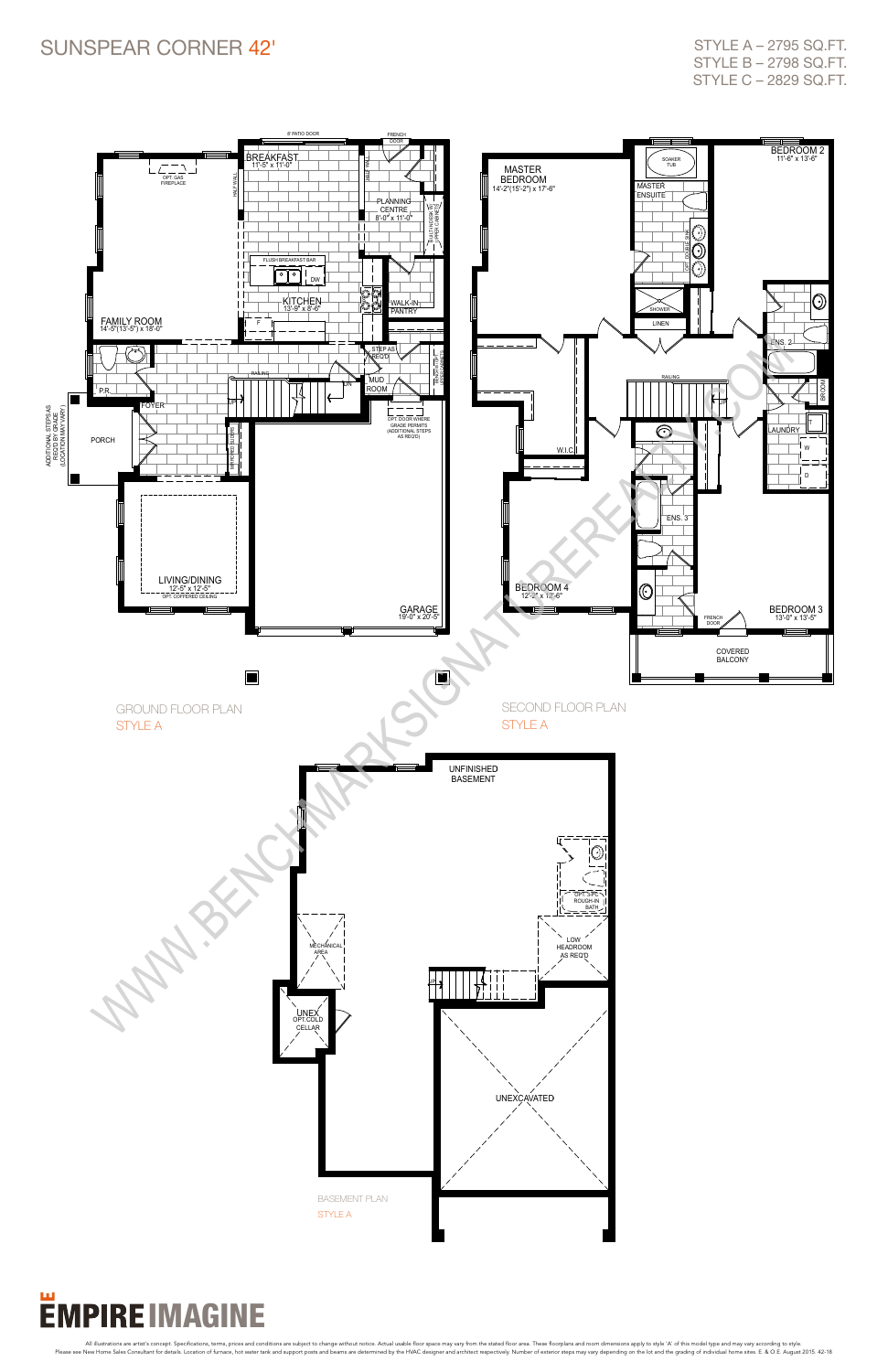# SUNSPEAR CORNER 42'

STYLE A – 2795 SQ.FT.
STYLE B – 2798 SQ.FT.
STYLE C – 2829 SQ.FT.

8' PATIO DOOR

FRENCH DOOR

OPT. GAS FIREPLACE

HALF WALL

BREAKFAST
11'-5" x 11'-0"

PLANNING CENTRE
8'-0" x 11'-0"

BUILT-IN DESK W/ UPPER CABINETS

FLUSH BREAKFAST BAR

DW

KITCHEN
13'-9" x 8'-6"

WALK-IN PANTRY

FAMILY ROOM
14'-5"(13'-5") x 18'-0"

F

STEP AS REQ'D

RAILING

P.R.

DN

UP

MUD ROOM

FOYER

ADDITIONAL STEPS AS REQ'D BY GRADE (LOCATION MAY VARY)

PORCH

OPT. DOOR WHERE GRADE PERMITS (ADDITIONAL STEPS AS REQ'D)

LIVING/DINING
12'-5" x 12'-5"
OPT. COFFERED CEILING

GARAGE
19'-0" x 20'-5"

GROUND FLOOR PLAN
STYLE A

MASTER BEDROOM
14'-2"(15'-2") x 17'-6"

SOAKER TUB

MASTER ENSUITE

OPT. DOUBLE SINK

SHOWER

LINEN

BEDROOM 2
11'-6" x 13'-6"

ENS. 2

RAILING

UP

BROOM

LAUNDRY

W

D

W.I.C.

ENS. 3

BEDROOM 4
12'-2" x 12'-6"

BEDROOM 3
13'-0" x 13'-5"

FRENCH DOOR

COVERED BALCONY

SECOND FLOOR PLAN
STYLE A

UNFINISHED BASEMENT

OPT. 3 PC. ROUGH-IN BATH

MECHANICAL AREA

LOW HEADROOM AS REQ'D

UP

UNEX OPT. COLD CELLAR

UNEXCAVATED

BASEMENT PLAN
STYLE A

EMPIRE IMAGINE

All illustrations are artist's concept. Specifications, terms, prices and conditions are subject to change without notice. Actual usable floor space may vary from the stated floor area. These floorplans and room dimensions apply to style 'A' of this model type and may vary according to style. Please see New Home Sales Consultant for details. Location of furnace, hot water tank and support posts and beams are determined by the HVAC designer and architect respectively. Number of exterior steps may vary depending on the lot and the grading of individual home sites. E. & O.E. August 2015. 42-18